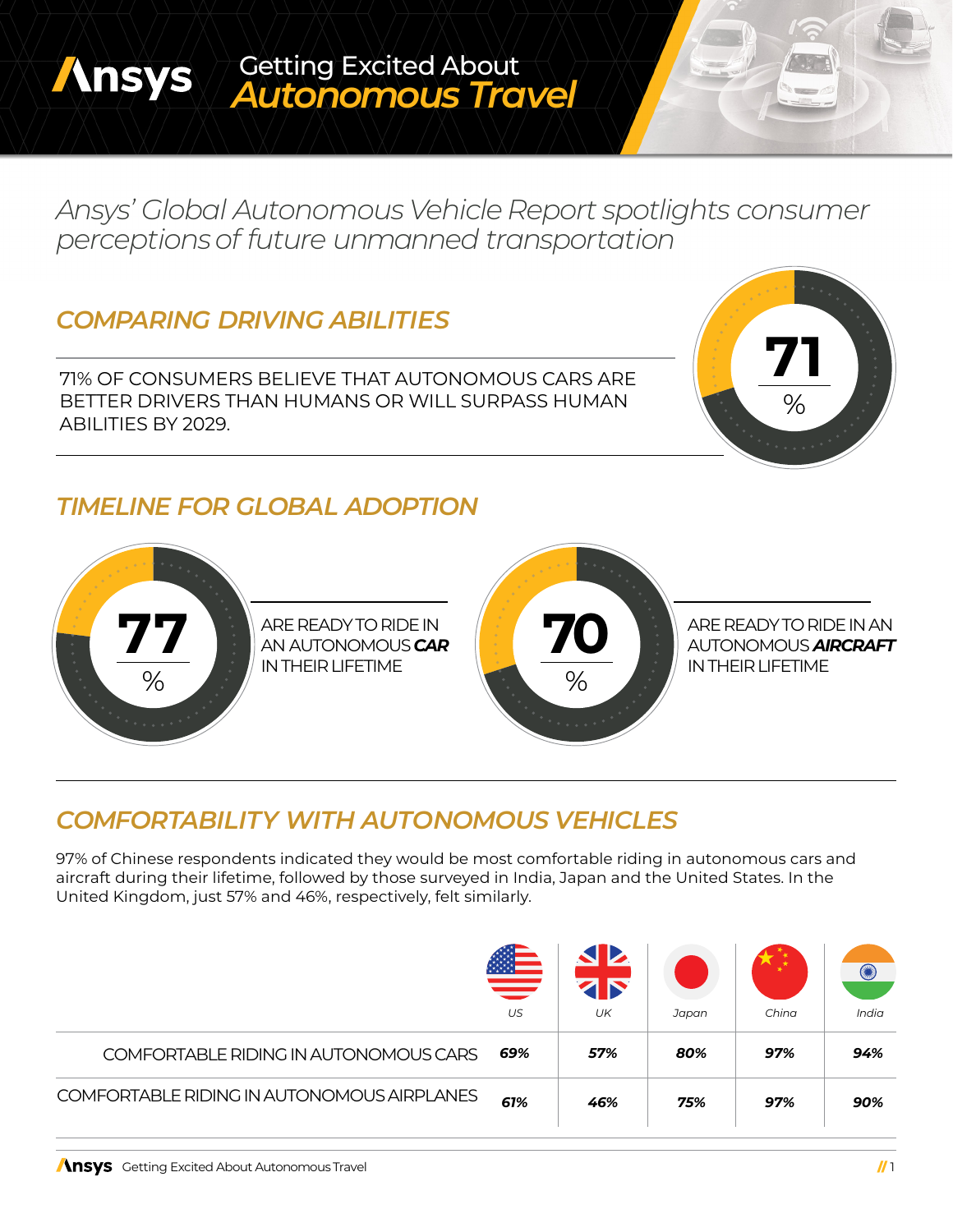# Getting Excited About *Autonomous Travel*

*Ansys' Global Autonomous Vehicle Report spotlights consumer perceptions of future unmanned transportation*

## *COMPARING DRIVING ABILITIES*

71% OF CONSUMERS BELIEVE THAT AUTONOMOUS CARS ARE BETTER DRIVERS THAN HUMANS OR WILL SURPASS HUMAN ABILITIES BY 2029.

**71** %

## *TIMELINE FOR GLOBAL ADOPTION*

**77** %

ARE READY TO RIDE IN AN AUTONOMOUS ***CAR*** IN THEIR LIFETIME

**70** %

ARE READY TO RIDE IN AN AUTONOMOUS ***AIRCRAFT*** IN THEIR LIFETIME

## *COMFORTABILITY WITH AUTONOMOUS VEHICLES*

97% of Chinese respondents indicated they would be most comfortable riding in autonomous cars and aircraft during their lifetime, followed by those surveyed in India, Japan and the United States. In the United Kingdom, just 57% and 46%, respectively, felt similarly.

| | *US* | *UK* | *Japan* | *China* | *India* |
|---|---|---|---|---|---|
| COMFORTABLE RIDING IN AUTONOMOUS CARS | ***69%*** | ***57%*** | ***80%*** | ***97%*** | ***94%*** |
| COMFORTABLE RIDING IN AUTONOMOUS AIRPLANES | ***61%*** | ***46%*** | ***75%*** | ***97%*** | ***90%*** |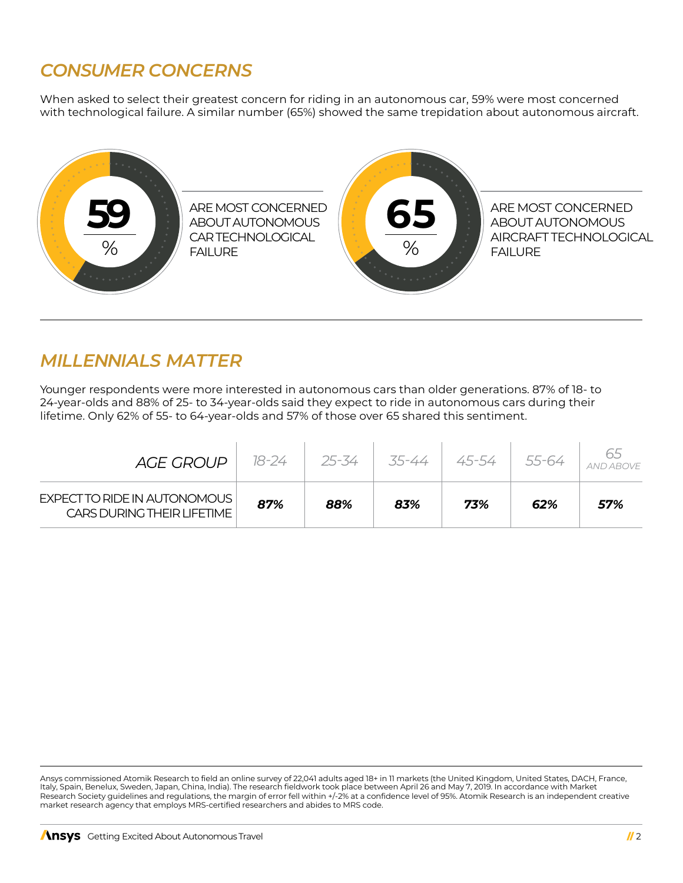## CONSUMER CONCERNS

When asked to select their greatest concern for riding in an autonomous car, 59% were most concerned with technological failure. A similar number (65%) showed the same trepidation about autonomous aircraft.

59 %

ARE MOST CONCERNED ABOUT AUTONOMOUS CAR TECHNOLOGICAL FAILURE

65 %

ARE MOST CONCERNED ABOUT AUTONOMOUS AIRCRAFT TECHNOLOGICAL FAILURE

## MILLENNIALS MATTER

Younger respondents were more interested in autonomous cars than older generations. 87% of 18- to 24-year-olds and 88% of 25- to 34-year-olds said they expect to ride in autonomous cars during their lifetime. Only 62% of 55- to 64-year-olds and 57% of those over 65 shared this sentiment.

| *AGE GROUP* | *18-24* | *25-34* | *35-44* | *45-54* | *55-64* | *65 AND ABOVE* |
|---|---|---|---|---|---|---|
| EXPECT TO RIDE IN AUTONOMOUS CARS DURING THEIR LIFETIME | ***87%*** | ***88%*** | ***83%*** | ***73%*** | ***62%*** | ***57%*** |

Ansys commissioned Atomik Research to field an online survey of 22,041 adults aged 18+ in 11 markets (the United Kingdom, United States, DACH, France, Italy, Spain, Benelux, Sweden, Japan, China, India). The research fieldwork took place between April 26 and May 7, 2019. In accordance with Market Research Society guidelines and regulations, the margin of error fell within +/-2% at a confidence level of 95%. Atomik Research is an independent creative market research agency that employs MRS-certified researchers and abides to MRS code.